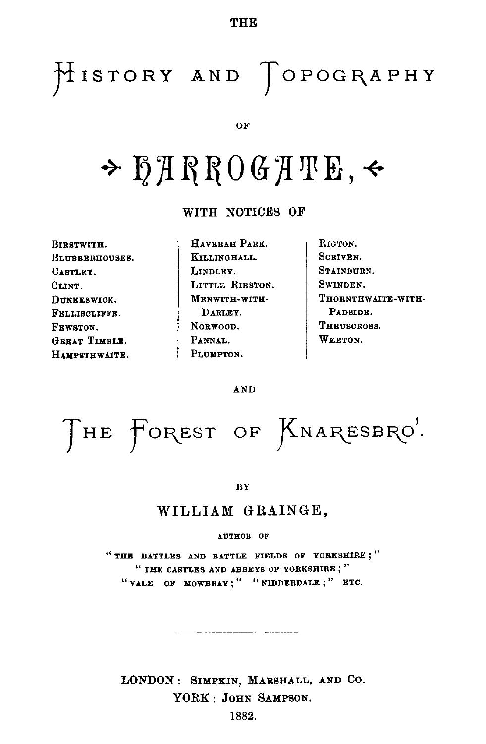THE

# History and Topography

OF

# Harrogate,

WITH NOTICES OF

Birstwith.
Blubberhouses.
Castley.
Clint.
Dunkeswick.
Felliscliffe.
Fewston.
Great Timble.
Hampsthwaite.
Haverah Park.
Killinghall.
Lindley.
Little Ribston.
Menwith-with-Darley.
Norwood.
Pannal.
Plumpton.
Rigton.
Scriven.
Stainburn.
Swinden.
Thornthwaite-with-Padside.
Thruscross.
Weeton.

AND

# The Forest of Knaresbro'.

BY

WILLIAM GRAINGE,

AUTHOR OF

"THE BATTLES AND BATTLE FIELDS OF YORKSHIRE;"
"THE CASTLES AND ABBEYS OF YORKSHIRE;"
"VALE OF MOWBRAY;" "NIDDERDALE;" ETC.

---

LONDON: Simpkin, Marshall, and Co.
YORK: John Sampson.
1882.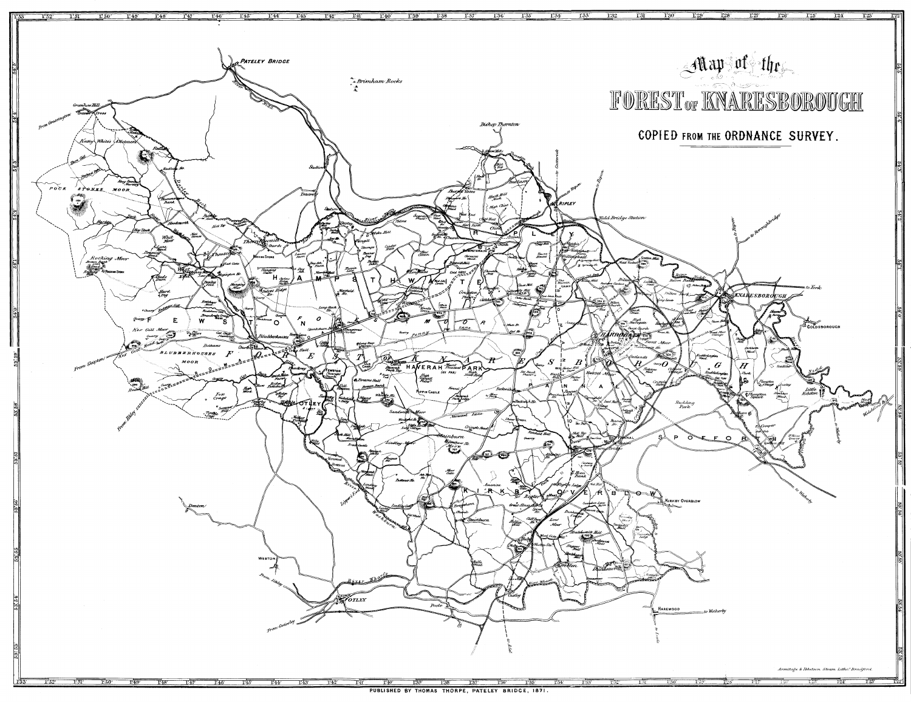# Map of the FOREST OF KNARESBOROUGH

COPIED FROM THE ORDNANCE SURVEY.

PUBLISHED BY THOMAS THORPE, PATELEY BRIDGE, 1871.

Armitage & Ibbetson Steam Litho. Bradford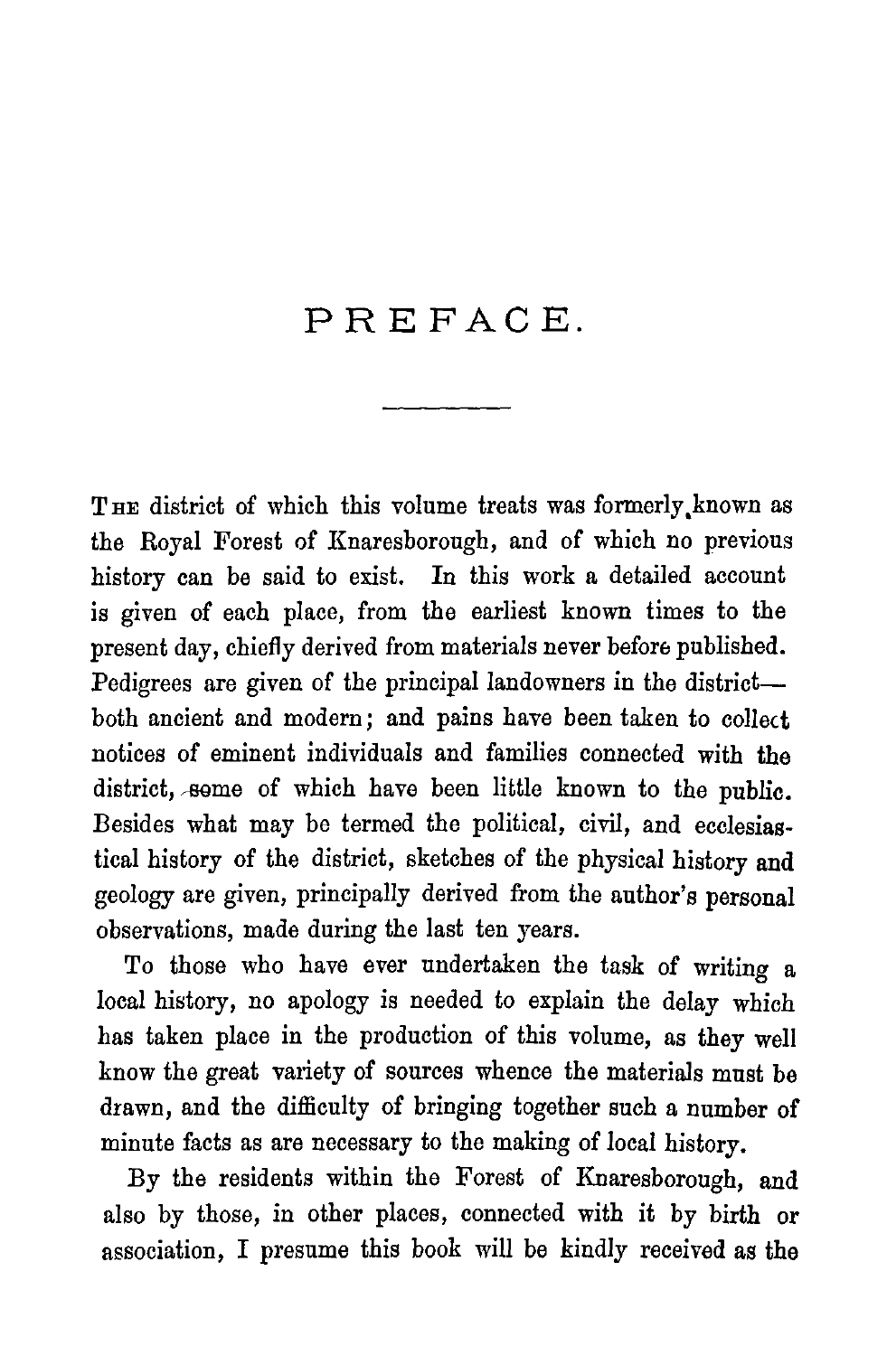# PREFACE.

THE district of which this volume treats was formerly known as the Royal Forest of Knaresborough, and of which no previous history can be said to exist. In this work a detailed account is given of each place, from the earliest known times to the present day, chiefly derived from materials never before published. Pedigrees are given of the principal landowners in the district—both ancient and modern; and pains have been taken to collect notices of eminent individuals and families connected with the district, some of which have been little known to the public. Besides what may be termed the political, civil, and ecclesiastical history of the district, sketches of the physical history and geology are given, principally derived from the author's personal observations, made during the last ten years.

To those who have ever undertaken the task of writing a local history, no apology is needed to explain the delay which has taken place in the production of this volume, as they well know the great variety of sources whence the materials must be drawn, and the difficulty of bringing together such a number of minute facts as are necessary to the making of local history.

By the residents within the Forest of Knaresborough, and also by those, in other places, connected with it by birth or association, I presume this book will be kindly received as the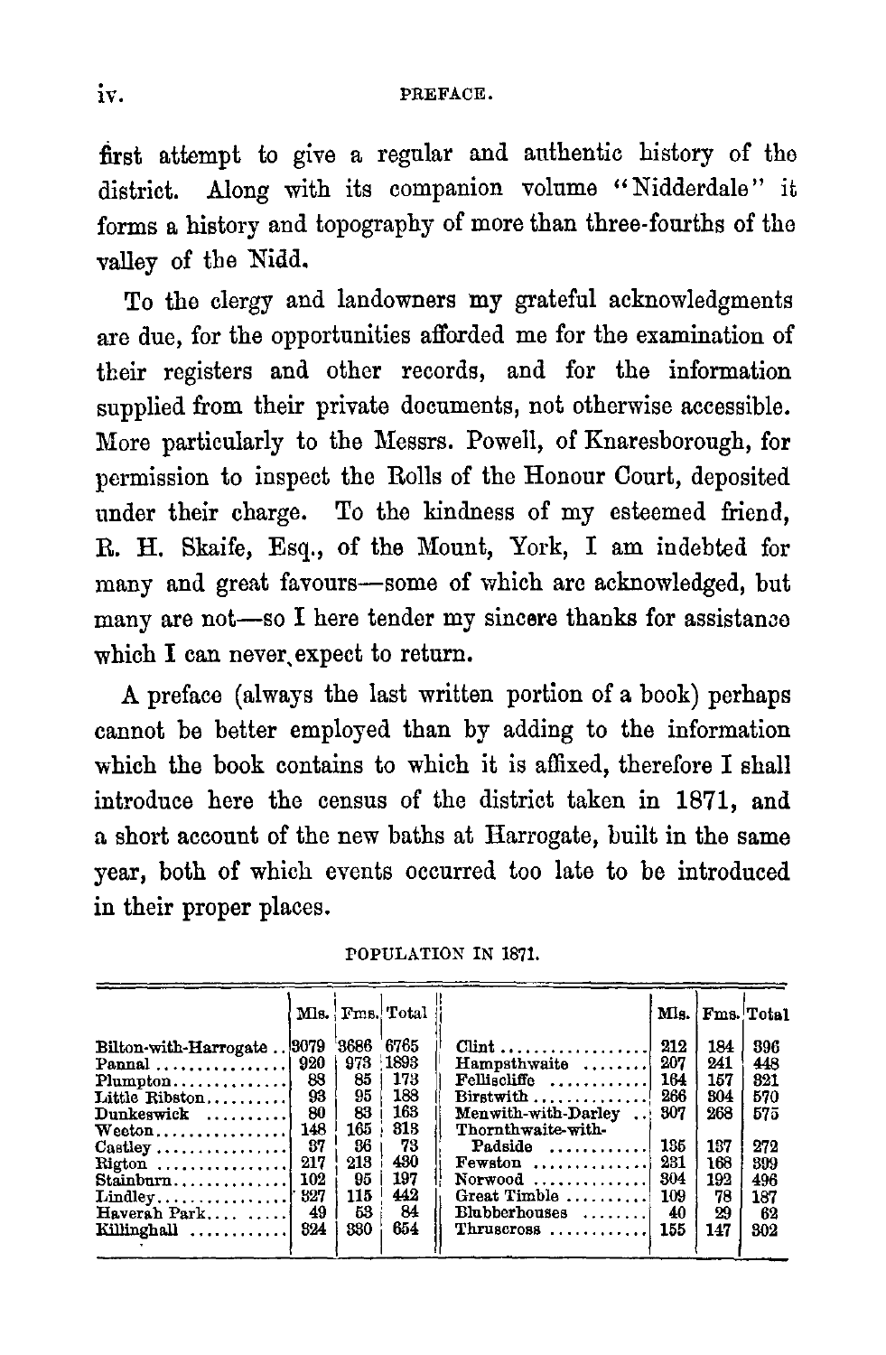first attempt to give a regular and authentic history of the district. Along with its companion volume "Nidderdale" it forms a history and topography of more than three-fourths of the valley of the Nidd.

To the clergy and landowners my grateful acknowledgments are due, for the opportunities afforded me for the examination of their registers and other records, and for the information supplied from their private documents, not otherwise accessible. More particularly to the Messrs. Powell, of Knaresborough, for permission to inspect the Rolls of the Honour Court, deposited under their charge. To the kindness of my esteemed friend, R. H. Skaife, Esq., of the Mount, York, I am indebted for many and great favours—some of which are acknowledged, but many are not—so I here tender my sincere thanks for assistance which I can never expect to return.

A preface (always the last written portion of a book) perhaps cannot be better employed than by adding to the information which the book contains to which it is affixed, therefore I shall introduce here the census of the district taken in 1871, and a short account of the new baths at Harrogate, built in the same year, both of which events occurred too late to be introduced in their proper places.

POPULATION IN 1871.

| | Mls. | Fms. | Total | | Mls. | Fms. | Total |
|---|---|---|---|---|---|---|---|
| Bilton-with-Harrogate | 3079 | 3686 | 6765 | Clint | 212 | 184 | 396 |
| Pannal | 920 | 973 | 1893 | Hampsthwaite | 207 | 241 | 448 |
| Plumpton | 88 | 85 | 173 | Felliscliffe | 164 | 157 | 321 |
| Little Ribston | 93 | 95 | 188 | Birstwith | 266 | 304 | 570 |
| Dunkeswick | 80 | 83 | 163 | Menwith-with-Darley | 307 | 268 | 575 |
| Weeton | 148 | 165 | 313 | Thornthwaite-with-Padside | 135 | 137 | 272 |
| Castley | 37 | 36 | 73 | Fewston | 231 | 168 | 399 |
| Rigton | 217 | 213 | 430 | Norwood | 304 | 192 | 496 |
| Stainburn | 102 | 95 | 197 | Great Timble | 109 | 78 | 187 |
| Lindley | 327 | 115 | 442 | Blubberhouses | 40 | 29 | 62 |
| Haverah Park | 49 | 53 | 84 | Thruscross | 155 | 147 | 302 |
| Killinghall | 324 | 330 | 654 | | | | |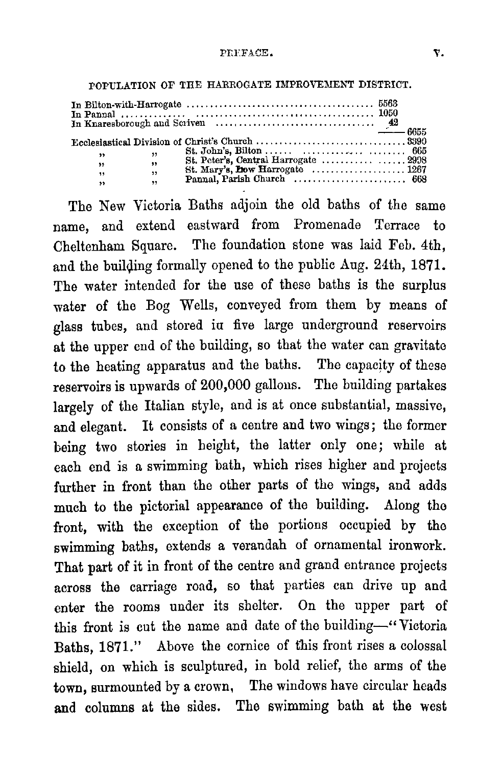POPULATION OF THE HARROGATE IMPROVEMENT DISTRICT.

| | | |
|---|---|---|
| In Bilton-with-Harrogate | 5563 | |
| In Pannal | 1050 | |
| In Knaresborough and Scriven | 42 | |
| | | 6655 |
| Ecclesiastical Division of Christ's Church | | 3390 |
| " " St. John's, Bilton | | 665 |
| " " St. Peter's, Central Harrogate | | 2908 |
| " " St. Mary's, Low Harrogate | | 1267 |
| " " Pannal, Parish Church | | 668 |

The New Victoria Baths adjoin the old baths of the same name, and extend eastward from Promenade Terrace to Cheltenham Square. The foundation stone was laid Feb. 4th, and the building formally opened to the public Aug. 24th, 1871. The water intended for the use of these baths is the surplus water of the Bog Wells, conveyed from them by means of glass tubes, and stored in five large underground reservoirs at the upper end of the building, so that the water can gravitate to the heating apparatus and the baths. The capacity of these reservoirs is upwards of 200,000 gallons. The building partakes largely of the Italian style, and is at once substantial, massive, and elegant. It consists of a centre and two wings; the former being two stories in height, the latter only one; while at each end is a swimming bath, which rises higher and projects further in front than the other parts of the wings, and adds much to the pictorial appearance of the building. Along the front, with the exception of the portions occupied by the swimming baths, extends a verandah of ornamental ironwork. That part of it in front of the centre and grand entrance projects across the carriage road, so that parties can drive up and enter the rooms under its shelter. On the upper part of this front is cut the name and date of the building—"Victoria Baths, 1871." Above the cornice of this front rises a colossal shield, on which is sculptured, in bold relief, the arms of the town, surmounted by a crown. The windows have circular heads and columns at the sides. The swimming bath at the west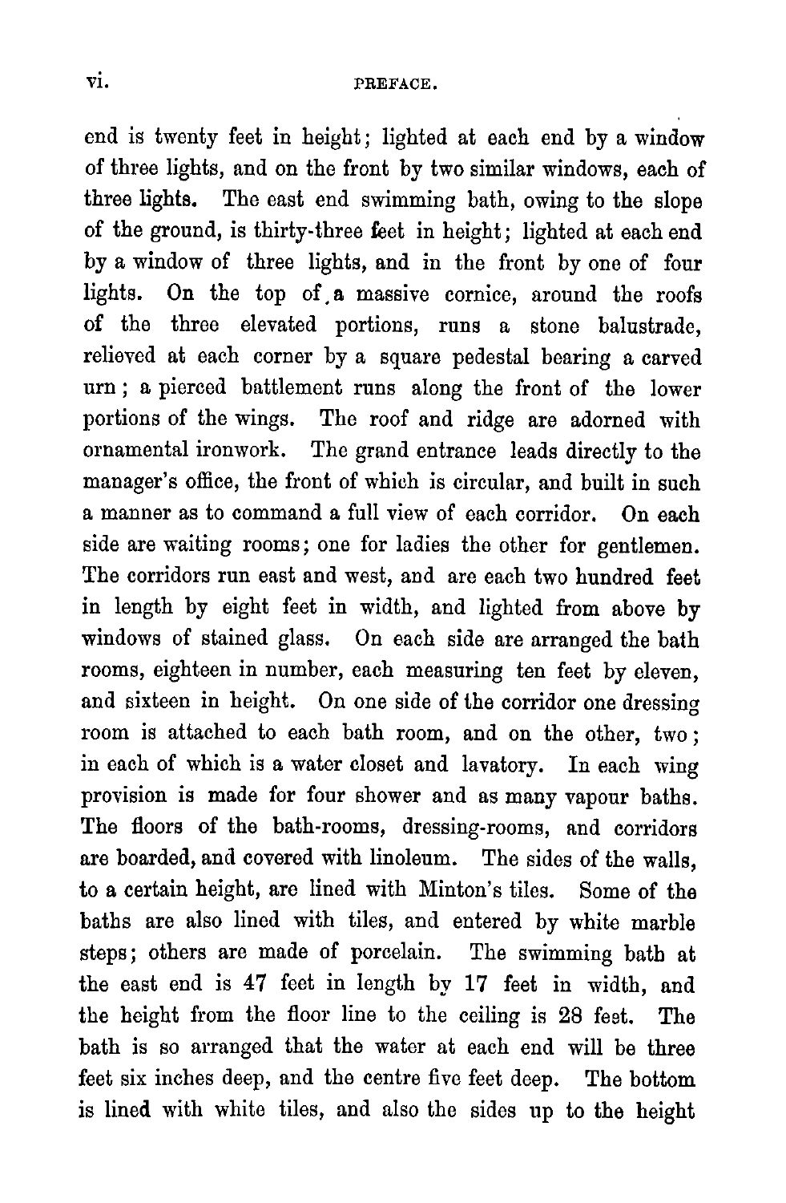end is twenty feet in height; lighted at each end by a window of three lights, and on the front by two similar windows, each of three lights. The east end swimming bath, owing to the slope of the ground, is thirty-three feet in height; lighted at each end by a window of three lights, and in the front by one of four lights. On the top of a massive cornice, around the roofs of the three elevated portions, runs a stone balustrade, relieved at each corner by a square pedestal bearing a carved urn; a pierced battlement runs along the front of the lower portions of the wings. The roof and ridge are adorned with ornamental ironwork. The grand entrance leads directly to the manager's office, the front of which is circular, and built in such a manner as to command a full view of each corridor. On each side are waiting rooms; one for ladies the other for gentlemen. The corridors run east and west, and are each two hundred feet in length by eight feet in width, and lighted from above by windows of stained glass. On each side are arranged the bath rooms, eighteen in number, each measuring ten feet by eleven, and sixteen in height. On one side of the corridor one dressing room is attached to each bath room, and on the other, two; in each of which is a water closet and lavatory. In each wing provision is made for four shower and as many vapour baths. The floors of the bath-rooms, dressing-rooms, and corridors are boarded, and covered with linoleum. The sides of the walls, to a certain height, are lined with Minton's tiles. Some of the baths are also lined with tiles, and entered by white marble steps; others are made of porcelain. The swimming bath at the east end is 47 feet in length by 17 feet in width, and the height from the floor line to the ceiling is 28 feet. The bath is so arranged that the water at each end will be three feet six inches deep, and the centre five feet deep. The bottom is lined with white tiles, and also the sides up to the height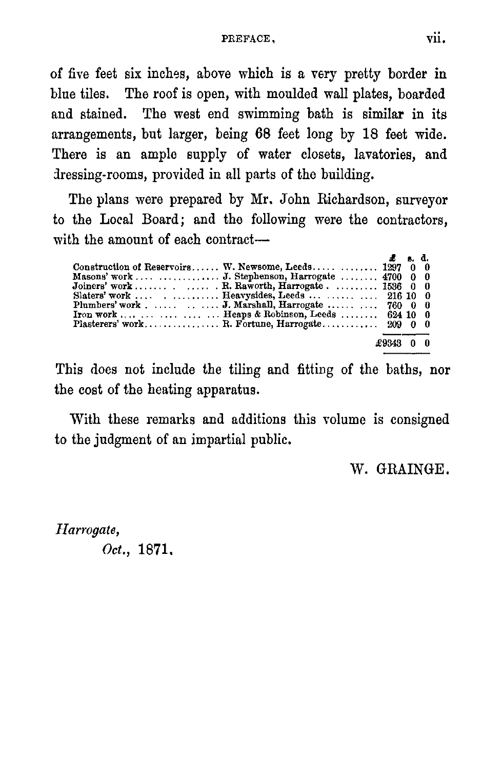of five feet six inches, above which is a very pretty border in blue tiles. The roof is open, with moulded wall plates, boarded and stained. The west end swimming bath is similar in its arrangements, but larger, being 68 feet long by 18 feet wide. There is an ample supply of water closets, lavatories, and dressing-rooms, provided in all parts of the building.

The plans were prepared by Mr. John Richardson, surveyor to the Local Board; and the following were the contractors, with the amount of each contract—

| | | £ | s. | d. |
|---|---|---|---|---|
| Construction of Reservoirs | W. Newsome, Leeds | 1297 | 0 | 0 |
| Masons' work | J. Stephenson, Harrogate | 4700 | 0 | 0 |
| Joiners' work | R. Raworth, Harrogate | 1536 | 0 | 0 |
| Slaters' work | Heavysides, Leeds | 216 | 10 | 0 |
| Plumbers' work | J. Marshall, Harrogate | 760 | 0 | 0 |
| Iron work | Heaps & Robinson, Leeds | 624 | 10 | 0 |
| Plasterers' work | R. Fortune, Harrogate | 209 | 0 | 0 |
| | | £9343 | 0 | 0 |

This does not include the tiling and fitting of the baths, nor the cost of the heating apparatus.

With these remarks and additions this volume is consigned to the judgment of an impartial public.

W. GRAINGE.

*Harrogate,*

*Oct.,* 1871.